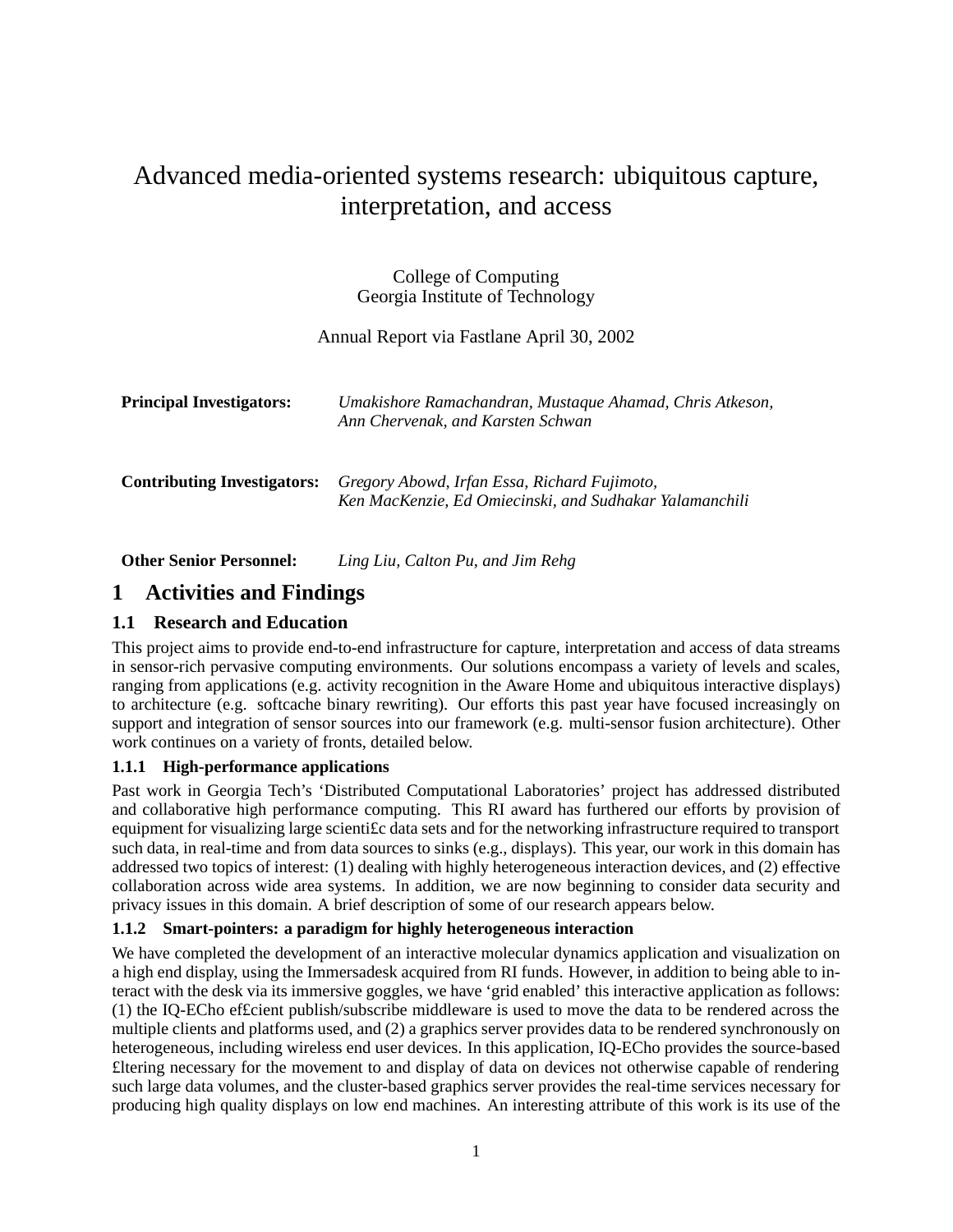# Advanced media-oriented systems research: ubiquitous capture, interpretation, and access

College of Computing
Georgia Institute of Technology

Annual Report via Fastlane April 30, 2002

**Principal Investigators:** *Umakishore Ramachandran, Mustaque Ahamad, Chris Atkeson, Ann Chervenak, and Karsten Schwan*

**Contributing Investigators:** *Gregory Abowd, Irfan Essa, Richard Fujimoto, Ken MacKenzie, Ed Omiecinski, and Sudhakar Yalamanchili*

**Other Senior Personnel:** *Ling Liu, Calton Pu, and Jim Rehg*

## 1 Activities and Findings

### 1.1 Research and Education

This project aims to provide end-to-end infrastructure for capture, interpretation and access of data streams in sensor-rich pervasive computing environments. Our solutions encompass a variety of levels and scales, ranging from applications (e.g. activity recognition in the Aware Home and ubiquitous interactive displays) to architecture (e.g. softcache binary rewriting). Our efforts this past year have focused increasingly on support and integration of sensor sources into our framework (e.g. multi-sensor fusion architecture). Other work continues on a variety of fronts, detailed below.

#### 1.1.1 High-performance applications

Past work in Georgia Tech's 'Distributed Computational Laboratories' project has addressed distributed and collaborative high performance computing. This RI award has furthered our efforts by provision of equipment for visualizing large scienti£c data sets and for the networking infrastructure required to transport such data, in real-time and from data sources to sinks (e.g., displays). This year, our work in this domain has addressed two topics of interest: (1) dealing with highly heterogeneous interaction devices, and (2) effective collaboration across wide area systems. In addition, we are now beginning to consider data security and privacy issues in this domain. A brief description of some of our research appears below.

#### 1.1.2 Smart-pointers: a paradigm for highly heterogeneous interaction

We have completed the development of an interactive molecular dynamics application and visualization on a high end display, using the Immersadesk acquired from RI funds. However, in addition to being able to interact with the desk via its immersive goggles, we have 'grid enabled' this interactive application as follows: (1) the IQ-ECho ef£cient publish/subscribe middleware is used to move the data to be rendered across the multiple clients and platforms used, and (2) a graphics server provides data to be rendered synchronously on heterogeneous, including wireless end user devices. In this application, IQ-ECho provides the source-based £ltering necessary for the movement to and display of data on devices not otherwise capable of rendering such large data volumes, and the cluster-based graphics server provides the real-time services necessary for producing high quality displays on low end machines. An interesting attribute of this work is its use of the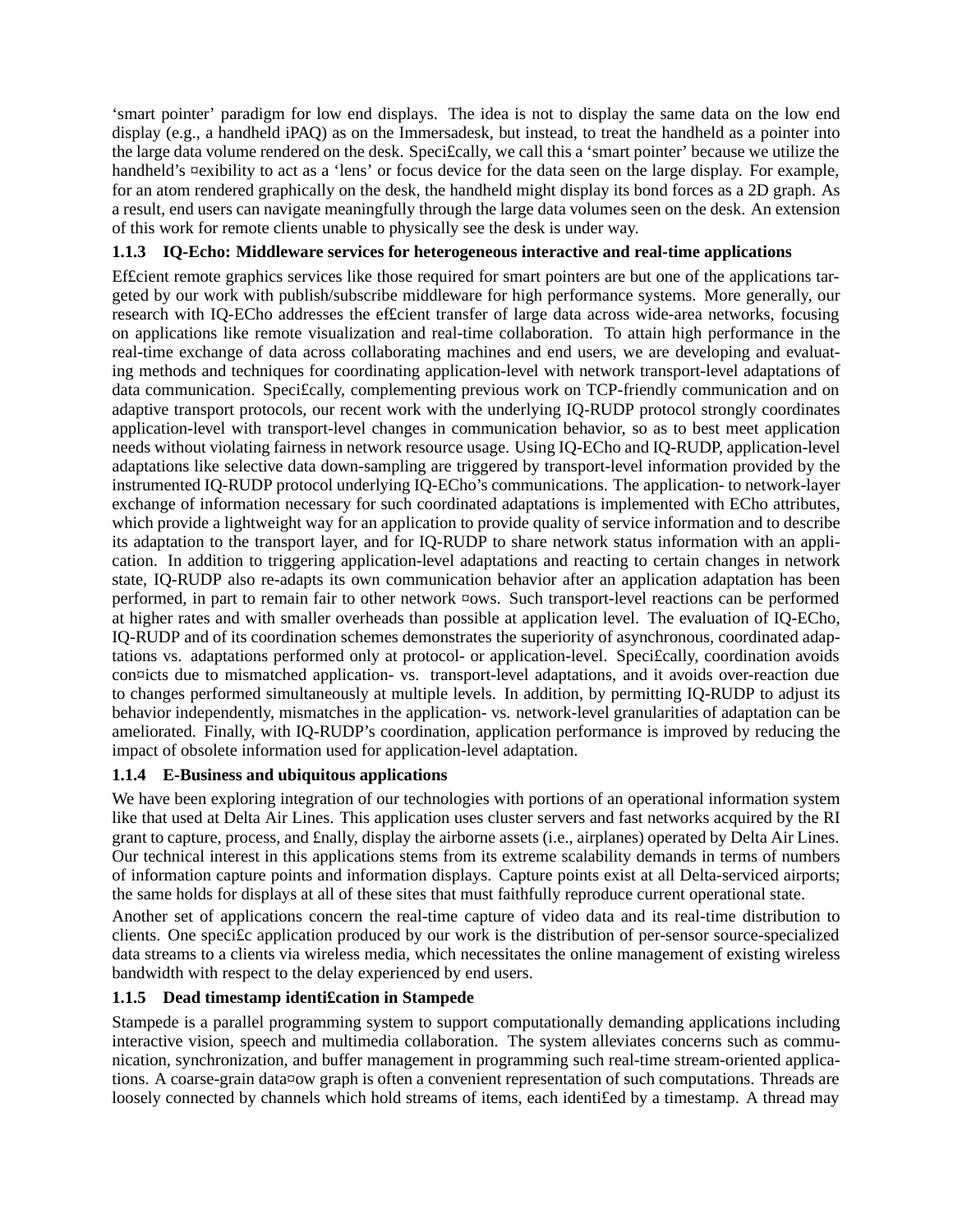'smart pointer' paradigm for low end displays. The idea is not to display the same data on the low end display (e.g., a handheld iPAQ) as on the Immersadesk, but instead, to treat the handheld as a pointer into the large data volume rendered on the desk. Specifically, we call this a 'smart pointer' because we utilize the handheld's flexibility to act as a 'lens' or focus device for the data seen on the large display. For example, for an atom rendered graphically on the desk, the handheld might display its bond forces as a 2D graph. As a result, end users can navigate meaningfully through the large data volumes seen on the desk. An extension of this work for remote clients unable to physically see the desk is under way.

### 1.1.3 IQ-Echo: Middleware services for heterogeneous interactive and real-time applications

Efficient remote graphics services like those required for smart pointers are but one of the applications targeted by our work with publish/subscribe middleware for high performance systems. More generally, our research with IQ-ECho addresses the efficient transfer of large data across wide-area networks, focusing on applications like remote visualization and real-time collaboration. To attain high performance in the real-time exchange of data across collaborating machines and end users, we are developing and evaluating methods and techniques for coordinating application-level with network transport-level adaptations of data communication. Specifically, complementing previous work on TCP-friendly communication and on adaptive transport protocols, our recent work with the underlying IQ-RUDP protocol strongly coordinates application-level with transport-level changes in communication behavior, so as to best meet application needs without violating fairness in network resource usage. Using IQ-ECho and IQ-RUDP, application-level adaptations like selective data down-sampling are triggered by transport-level information provided by the instrumented IQ-RUDP protocol underlying IQ-ECho's communications. The application- to network-layer exchange of information necessary for such coordinated adaptations is implemented with ECho attributes, which provide a lightweight way for an application to provide quality of service information and to describe its adaptation to the transport layer, and for IQ-RUDP to share network status information with an application. In addition to triggering application-level adaptations and reacting to certain changes in network state, IQ-RUDP also re-adapts its own communication behavior after an application adaptation has been performed, in part to remain fair to other network flows. Such transport-level reactions can be performed at higher rates and with smaller overheads than possible at application level. The evaluation of IQ-ECho, IQ-RUDP and of its coordination schemes demonstrates the superiority of asynchronous, coordinated adaptations vs. adaptations performed only at protocol- or application-level. Specifically, coordination avoids conflicts due to mismatched application- vs. transport-level adaptations, and it avoids over-reaction due to changes performed simultaneously at multiple levels. In addition, by permitting IQ-RUDP to adjust its behavior independently, mismatches in the application- vs. network-level granularities of adaptation can be ameliorated. Finally, with IQ-RUDP's coordination, application performance is improved by reducing the impact of obsolete information used for application-level adaptation.

### 1.1.4 E-Business and ubiquitous applications

We have been exploring integration of our technologies with portions of an operational information system like that used at Delta Air Lines. This application uses cluster servers and fast networks acquired by the RI grant to capture, process, and finally, display the airborne assets (i.e., airplanes) operated by Delta Air Lines. Our technical interest in this applications stems from its extreme scalability demands in terms of numbers of information capture points and information displays. Capture points exist at all Delta-serviced airports; the same holds for displays at all of these sites that must faithfully reproduce current operational state.

Another set of applications concern the real-time capture of video data and its real-time distribution to clients. One specific application produced by our work is the distribution of per-sensor source-specialized data streams to a clients via wireless media, which necessitates the online management of existing wireless bandwidth with respect to the delay experienced by end users.

### 1.1.5 Dead timestamp identification in Stampede

Stampede is a parallel programming system to support computationally demanding applications including interactive vision, speech and multimedia collaboration. The system alleviates concerns such as communication, synchronization, and buffer management in programming such real-time stream-oriented applications. A coarse-grain dataflow graph is often a convenient representation of such computations. Threads are loosely connected by channels which hold streams of items, each identified by a timestamp. A thread may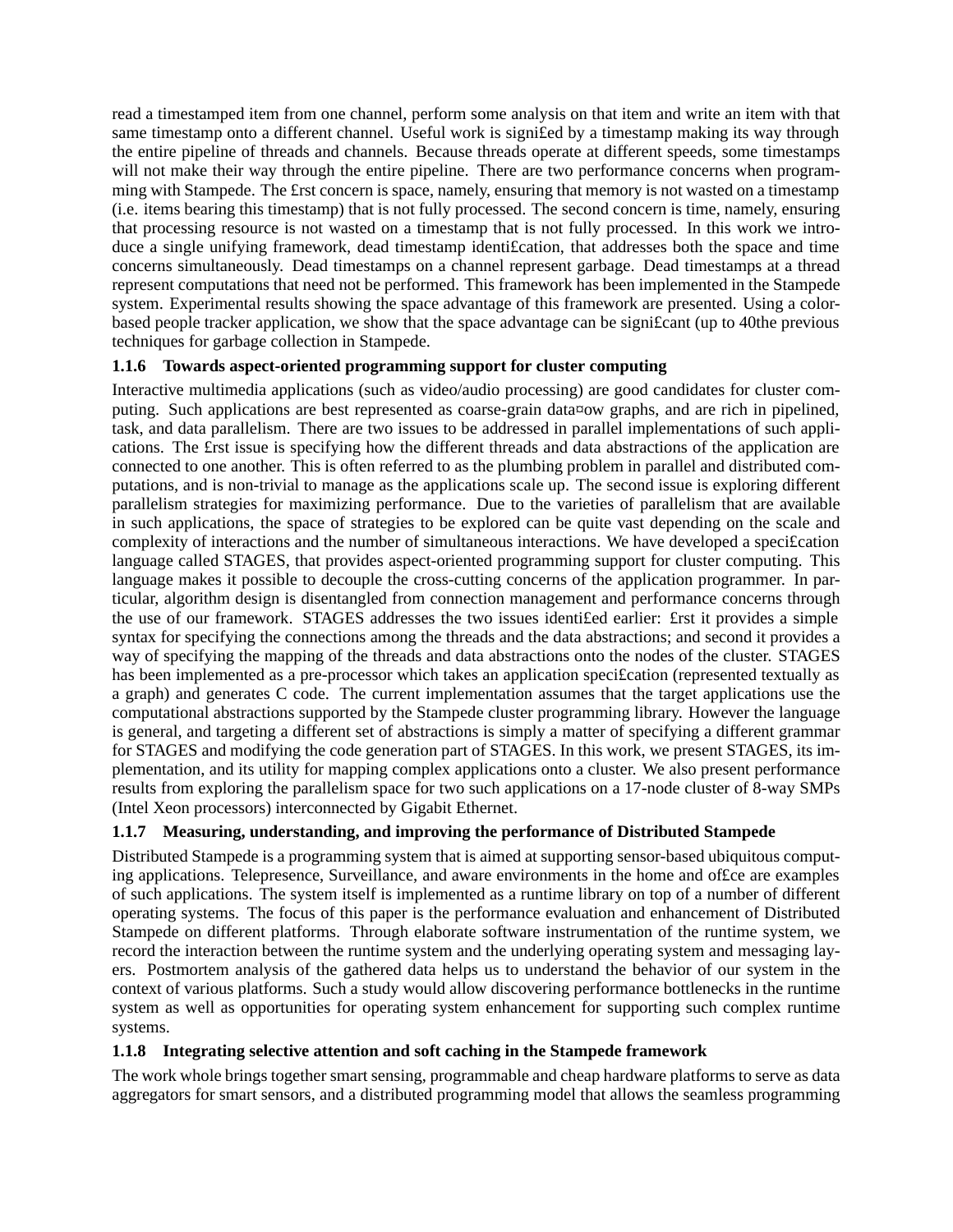read a timestamped item from one channel, perform some analysis on that item and write an item with that same timestamp onto a different channel. Useful work is signifed by a timestamp making its way through the entire pipeline of threads and channels. Because threads operate at different speeds, some timestamps will not make their way through the entire pipeline. There are two performance concerns when programming with Stampede. The frst concern is space, namely, ensuring that memory is not wasted on a timestamp (i.e. items bearing this timestamp) that is not fully processed. The second concern is time, namely, ensuring that processing resource is not wasted on a timestamp that is not fully processed. In this work we introduce a single unifying framework, dead timestamp identifcation, that addresses both the space and time concerns simultaneously. Dead timestamps on a channel represent garbage. Dead timestamps at a thread represent computations that need not be performed. This framework has been implemented in the Stampede system. Experimental results showing the space advantage of this framework are presented. Using a color-based people tracker application, we show that the space advantage can be signifcant (up to 40the previous techniques for garbage collection in Stampede.

### 1.1.6 Towards aspect-oriented programming support for cluster computing

Interactive multimedia applications (such as video/audio processing) are good candidates for cluster computing. Such applications are best represented as coarse-grain datafow graphs, and are rich in pipelined, task, and data parallelism. There are two issues to be addressed in parallel implementations of such applications. The frst issue is specifying how the different threads and data abstractions of the application are connected to one another. This is often referred to as the plumbing problem in parallel and distributed computations, and is non-trivial to manage as the applications scale up. The second issue is exploring different parallelism strategies for maximizing performance. Due to the varieties of parallelism that are available in such applications, the space of strategies to be explored can be quite vast depending on the scale and complexity of interactions and the number of simultaneous interactions. We have developed a specifcation language called STAGES, that provides aspect-oriented programming support for cluster computing. This language makes it possible to decouple the cross-cutting concerns of the application programmer. In particular, algorithm design is disentangled from connection management and performance concerns through the use of our framework. STAGES addresses the two issues identifed earlier: frst it provides a simple syntax for specifying the connections among the threads and the data abstractions; and second it provides a way of specifying the mapping of the threads and data abstractions onto the nodes of the cluster. STAGES has been implemented as a pre-processor which takes an application specifcation (represented textually as a graph) and generates C code. The current implementation assumes that the target applications use the computational abstractions supported by the Stampede cluster programming library. However the language is general, and targeting a different set of abstractions is simply a matter of specifying a different grammar for STAGES and modifying the code generation part of STAGES. In this work, we present STAGES, its implementation, and its utility for mapping complex applications onto a cluster. We also present performance results from exploring the parallelism space for two such applications on a 17-node cluster of 8-way SMPs (Intel Xeon processors) interconnected by Gigabit Ethernet.

### 1.1.7 Measuring, understanding, and improving the performance of Distributed Stampede

Distributed Stampede is a programming system that is aimed at supporting sensor-based ubiquitous computing applications. Telepresence, Surveillance, and aware environments in the home and offce are examples of such applications. The system itself is implemented as a runtime library on top of a number of different operating systems. The focus of this paper is the performance evaluation and enhancement of Distributed Stampede on different platforms. Through elaborate software instrumentation of the runtime system, we record the interaction between the runtime system and the underlying operating system and messaging layers. Postmortem analysis of the gathered data helps us to understand the behavior of our system in the context of various platforms. Such a study would allow discovering performance bottlenecks in the runtime system as well as opportunities for operating system enhancement for supporting such complex runtime systems.

### 1.1.8 Integrating selective attention and soft caching in the Stampede framework

The work whole brings together smart sensing, programmable and cheap hardware platforms to serve as data aggregators for smart sensors, and a distributed programming model that allows the seamless programming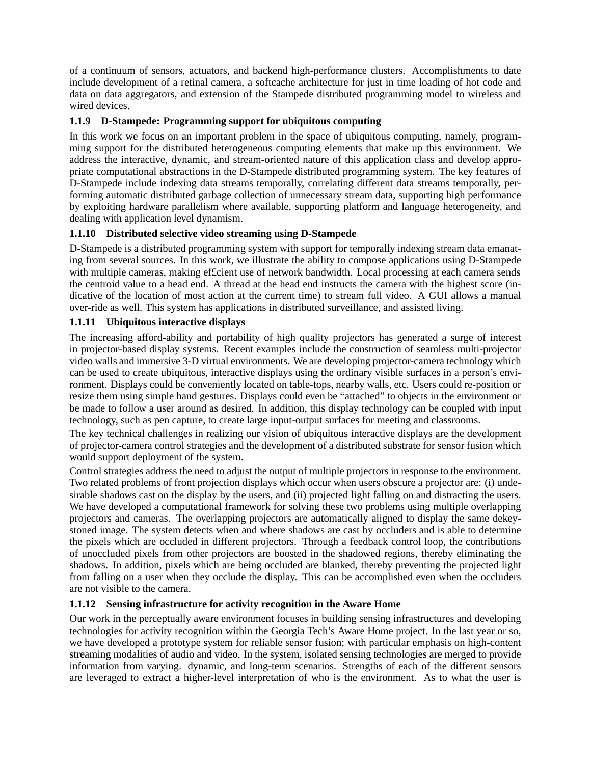of a continuum of sensors, actuators, and backend high-performance clusters. Accomplishments to date include development of a retinal camera, a softcache architecture for just in time loading of hot code and data on data aggregators, and extension of the Stampede distributed programming model to wireless and wired devices.

### 1.1.9 D-Stampede: Programming support for ubiquitous computing

In this work we focus on an important problem in the space of ubiquitous computing, namely, programming support for the distributed heterogeneous computing elements that make up this environment. We address the interactive, dynamic, and stream-oriented nature of this application class and develop appropriate computational abstractions in the D-Stampede distributed programming system. The key features of D-Stampede include indexing data streams temporally, correlating different data streams temporally, performing automatic distributed garbage collection of unnecessary stream data, supporting high performance by exploiting hardware parallelism where available, supporting platform and language heterogeneity, and dealing with application level dynamism.

### 1.1.10 Distributed selective video streaming using D-Stampede

D-Stampede is a distributed programming system with support for temporally indexing stream data emanating from several sources. In this work, we illustrate the ability to compose applications using D-Stampede with multiple cameras, making ef£cient use of network bandwidth. Local processing at each camera sends the centroid value to a head end. A thread at the head end instructs the camera with the highest score (indicative of the location of most action at the current time) to stream full video. A GUI allows a manual over-ride as well. This system has applications in distributed surveillance, and assisted living.

### 1.1.11 Ubiquitous interactive displays

The increasing afford-ability and portability of high quality projectors has generated a surge of interest in projector-based display systems. Recent examples include the construction of seamless multi-projector video walls and immersive 3-D virtual environments. We are developing projector-camera technology which can be used to create ubiquitous, interactive displays using the ordinary visible surfaces in a person's environment. Displays could be conveniently located on table-tops, nearby walls, etc. Users could re-position or resize them using simple hand gestures. Displays could even be "attached" to objects in the environment or be made to follow a user around as desired. In addition, this display technology can be coupled with input technology, such as pen capture, to create large input-output surfaces for meeting and classrooms.

The key technical challenges in realizing our vision of ubiquitous interactive displays are the development of projector-camera control strategies and the development of a distributed substrate for sensor fusion which would support deployment of the system.

Control strategies address the need to adjust the output of multiple projectors in response to the environment. Two related problems of front projection displays which occur when users obscure a projector are: (i) undesirable shadows cast on the display by the users, and (ii) projected light falling on and distracting the users. We have developed a computational framework for solving these two problems using multiple overlapping projectors and cameras. The overlapping projectors are automatically aligned to display the same dekeystoned image. The system detects when and where shadows are cast by occluders and is able to determine the pixels which are occluded in different projectors. Through a feedback control loop, the contributions of unoccluded pixels from other projectors are boosted in the shadowed regions, thereby eliminating the shadows. In addition, pixels which are being occluded are blanked, thereby preventing the projected light from falling on a user when they occlude the display. This can be accomplished even when the occluders are not visible to the camera.

### 1.1.12 Sensing infrastructure for activity recognition in the Aware Home

Our work in the perceptually aware environment focuses in building sensing infrastructures and developing technologies for activity recognition within the Georgia Tech's Aware Home project. In the last year or so, we have developed a prototype system for reliable sensor fusion; with particular emphasis on high-content streaming modalities of audio and video. In the system, isolated sensing technologies are merged to provide information from varying. dynamic, and long-term scenarios. Strengths of each of the different sensors are leveraged to extract a higher-level interpretation of who is the environment. As to what the user is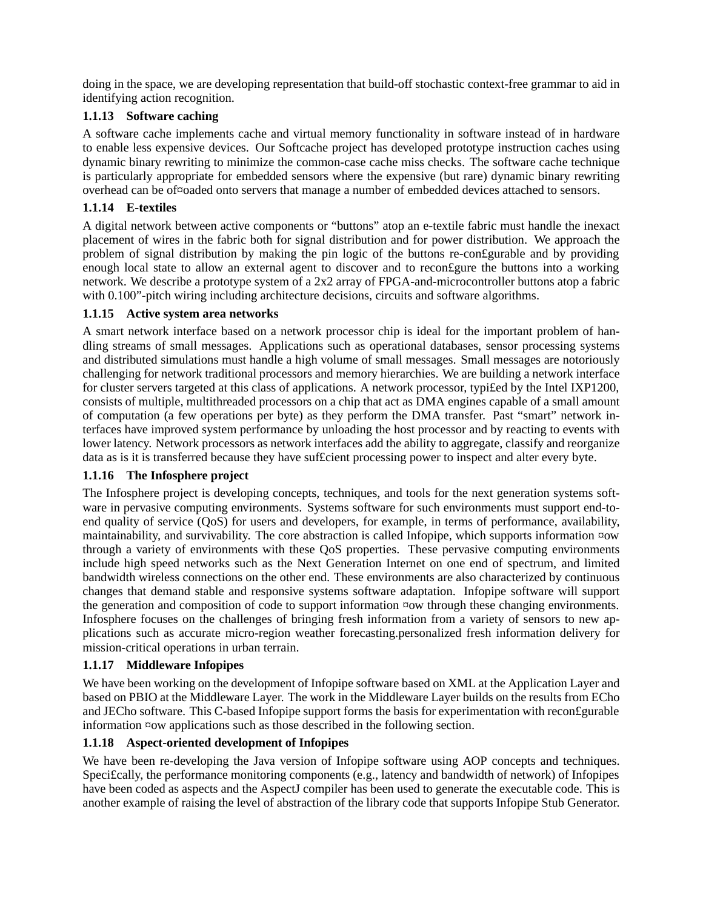doing in the space, we are developing representation that build-off stochastic context-free grammar to aid in identifying action recognition.

### 1.1.13 Software caching

A software cache implements cache and virtual memory functionality in software instead of in hardware to enable less expensive devices. Our Softcache project has developed prototype instruction caches using dynamic binary rewriting to minimize the common-case cache miss checks. The software cache technique is particularly appropriate for embedded sensors where the expensive (but rare) dynamic binary rewriting overhead can be offloaded onto servers that manage a number of embedded devices attached to sensors.

### 1.1.14 E-textiles

A digital network between active components or "buttons" atop an e-textile fabric must handle the inexact placement of wires in the fabric both for signal distribution and for power distribution. We approach the problem of signal distribution by making the pin logic of the buttons re-configurable and by providing enough local state to allow an external agent to discover and to reconfigure the buttons into a working network. We describe a prototype system of a 2x2 array of FPGA-and-microcontroller buttons atop a fabric with 0.100"-pitch wiring including architecture decisions, circuits and software algorithms.

### 1.1.15 Active system area networks

A smart network interface based on a network processor chip is ideal for the important problem of handling streams of small messages. Applications such as operational databases, sensor processing systems and distributed simulations must handle a high volume of small messages. Small messages are notoriously challenging for network traditional processors and memory hierarchies. We are building a network interface for cluster servers targeted at this class of applications. A network processor, typified by the Intel IXP1200, consists of multiple, multithreaded processors on a chip that act as DMA engines capable of a small amount of computation (a few operations per byte) as they perform the DMA transfer. Past "smart" network interfaces have improved system performance by unloading the host processor and by reacting to events with lower latency. Network processors as network interfaces add the ability to aggregate, classify and reorganize data as is it is transferred because they have sufficient processing power to inspect and alter every byte.

### 1.1.16 The Infosphere project

The Infosphere project is developing concepts, techniques, and tools for the next generation systems software in pervasive computing environments. Systems software for such environments must support end-to-end quality of service (QoS) for users and developers, for example, in terms of performance, availability, maintainability, and survivability. The core abstraction is called Infopipe, which supports information flow through a variety of environments with these QoS properties. These pervasive computing environments include high speed networks such as the Next Generation Internet on one end of spectrum, and limited bandwidth wireless connections on the other end. These environments are also characterized by continuous changes that demand stable and responsive systems software adaptation. Infopipe software will support the generation and composition of code to support information flow through these changing environments. Infosphere focuses on the challenges of bringing fresh information from a variety of sensors to new applications such as accurate micro-region weather forecasting.personalized fresh information delivery for mission-critical operations in urban terrain.

### 1.1.17 Middleware Infopipes

We have been working on the development of Infopipe software based on XML at the Application Layer and based on PBIO at the Middleware Layer. The work in the Middleware Layer builds on the results from ECho and JECho software. This C-based Infopipe support forms the basis for experimentation with reconfigurable information flow applications such as those described in the following section.

### 1.1.18 Aspect-oriented development of Infopipes

We have been re-developing the Java version of Infopipe software using AOP concepts and techniques. Specifically, the performance monitoring components (e.g., latency and bandwidth of network) of Infopipes have been coded as aspects and the AspectJ compiler has been used to generate the executable code. This is another example of raising the level of abstraction of the library code that supports Infopipe Stub Generator.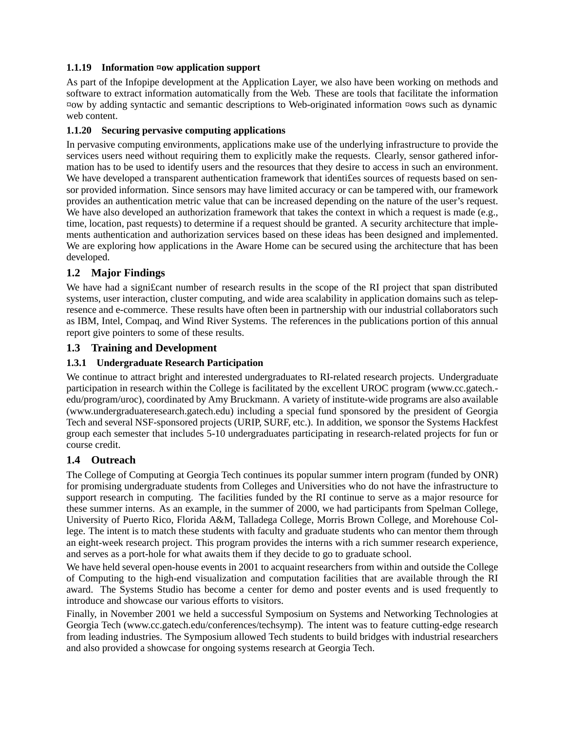#### 1.1.19 Information ¤ow application support

As part of the Infopipe development at the Application Layer, we also have been working on methods and software to extract information automatically from the Web. These are tools that facilitate the information ¤ow by adding syntactic and semantic descriptions to Web-originated information ¤ows such as dynamic web content.

#### 1.1.20 Securing pervasive computing applications

In pervasive computing environments, applications make use of the underlying infrastructure to provide the services users need without requiring them to explicitly make the requests. Clearly, sensor gathered information has to be used to identify users and the resources that they desire to access in such an environment. We have developed a transparent authentication framework that identi£es sources of requests based on sensor provided information. Since sensors may have limited accuracy or can be tampered with, our framework provides an authentication metric value that can be increased depending on the nature of the user's request. We have also developed an authorization framework that takes the context in which a request is made (e.g., time, location, past requests) to determine if a request should be granted. A security architecture that implements authentication and authorization services based on these ideas has been designed and implemented. We are exploring how applications in the Aware Home can be secured using the architecture that has been developed.

### 1.2 Major Findings

We have had a signi£cant number of research results in the scope of the RI project that span distributed systems, user interaction, cluster computing, and wide area scalability in application domains such as telepresence and e-commerce. These results have often been in partnership with our industrial collaborators such as IBM, Intel, Compaq, and Wind River Systems. The references in the publications portion of this annual report give pointers to some of these results.

### 1.3 Training and Development

#### 1.3.1 Undergraduate Research Participation

We continue to attract bright and interested undergraduates to RI-related research projects. Undergraduate participation in research within the College is facilitated by the excellent UROC program (www.cc.gatech.edu/program/uroc), coordinated by Amy Bruckmann. A variety of institute-wide programs are also available (www.undergraduateresearch.gatech.edu) including a special fund sponsored by the president of Georgia Tech and several NSF-sponsored projects (URIP, SURF, etc.). In addition, we sponsor the Systems Hackfest group each semester that includes 5-10 undergraduates participating in research-related projects for fun or course credit.

### 1.4 Outreach

The College of Computing at Georgia Tech continues its popular summer intern program (funded by ONR) for promising undergraduate students from Colleges and Universities who do not have the infrastructure to support research in computing. The facilities funded by the RI continue to serve as a major resource for these summer interns. As an example, in the summer of 2000, we had participants from Spelman College, University of Puerto Rico, Florida A&M, Talladega College, Morris Brown College, and Morehouse College. The intent is to match these students with faculty and graduate students who can mentor them through an eight-week research project. This program provides the interns with a rich summer research experience, and serves as a port-hole for what awaits them if they decide to go to graduate school.

We have held several open-house events in 2001 to acquaint researchers from within and outside the College of Computing to the high-end visualization and computation facilities that are available through the RI award. The Systems Studio has become a center for demo and poster events and is used frequently to introduce and showcase our various efforts to visitors.

Finally, in November 2001 we held a successful Symposium on Systems and Networking Technologies at Georgia Tech (www.cc.gatech.edu/conferences/techsymp). The intent was to feature cutting-edge research from leading industries. The Symposium allowed Tech students to build bridges with industrial researchers and also provided a showcase for ongoing systems research at Georgia Tech.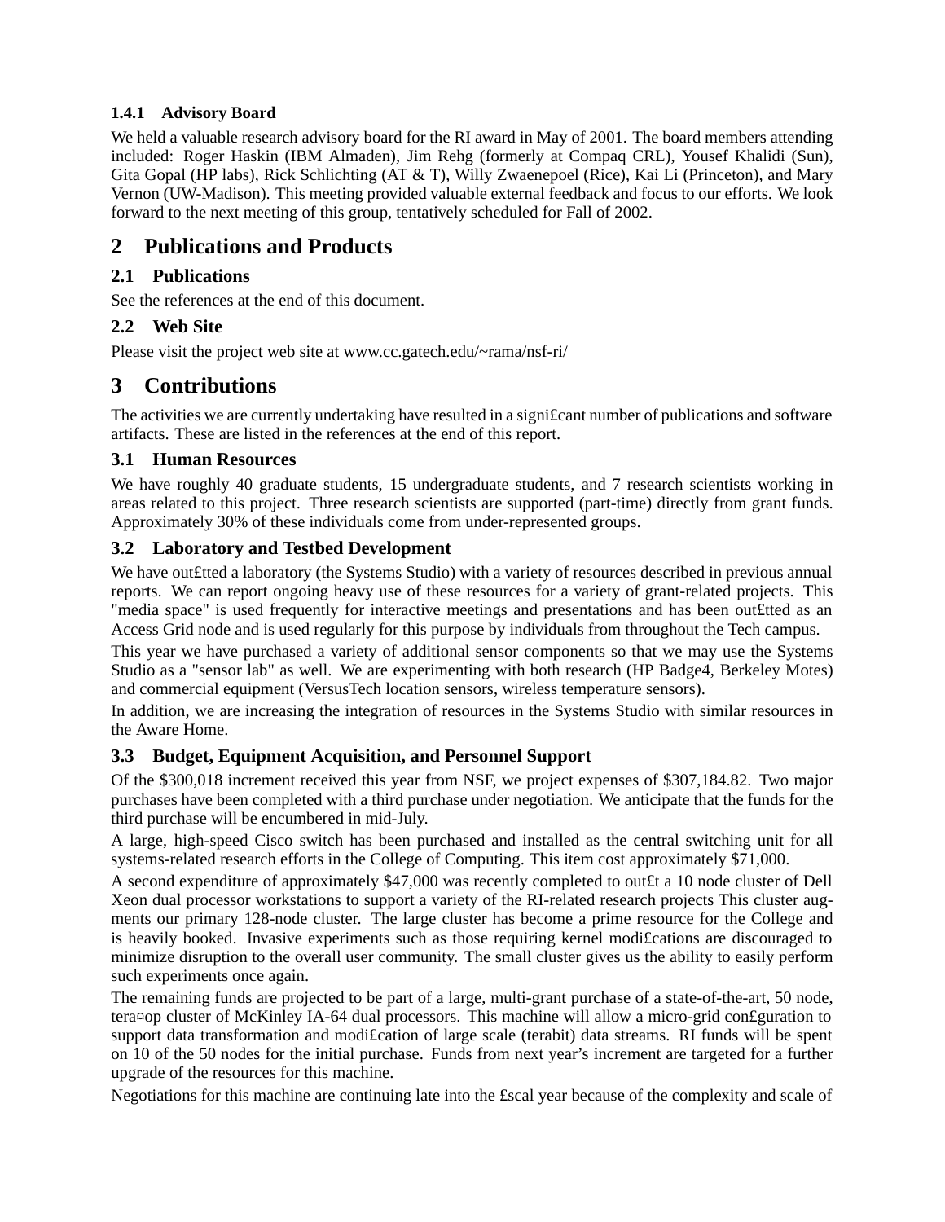#### 1.4.1 Advisory Board

We held a valuable research advisory board for the RI award in May of 2001. The board members attending included: Roger Haskin (IBM Almaden), Jim Rehg (formerly at Compaq CRL), Yousef Khalidi (Sun), Gita Gopal (HP labs), Rick Schlichting (AT & T), Willy Zwaenepoel (Rice), Kai Li (Princeton), and Mary Vernon (UW-Madison). This meeting provided valuable external feedback and focus to our efforts. We look forward to the next meeting of this group, tentatively scheduled for Fall of 2002.

# 2 Publications and Products

## 2.1 Publications

See the references at the end of this document.

## 2.2 Web Site

Please visit the project web site at www.cc.gatech.edu/~rama/nsf-ri/

# 3 Contributions

The activities we are currently undertaking have resulted in a signi£cant number of publications and software artifacts. These are listed in the references at the end of this report.

## 3.1 Human Resources

We have roughly 40 graduate students, 15 undergraduate students, and 7 research scientists working in areas related to this project. Three research scientists are supported (part-time) directly from grant funds. Approximately 30% of these individuals come from under-represented groups.

## 3.2 Laboratory and Testbed Development

We have out£tted a laboratory (the Systems Studio) with a variety of resources described in previous annual reports. We can report ongoing heavy use of these resources for a variety of grant-related projects. This "media space" is used frequently for interactive meetings and presentations and has been out£tted as an Access Grid node and is used regularly for this purpose by individuals from throughout the Tech campus.

This year we have purchased a variety of additional sensor components so that we may use the Systems Studio as a "sensor lab" as well. We are experimenting with both research (HP Badge4, Berkeley Motes) and commercial equipment (VersusTech location sensors, wireless temperature sensors).

In addition, we are increasing the integration of resources in the Systems Studio with similar resources in the Aware Home.

## 3.3 Budget, Equipment Acquisition, and Personnel Support

Of the $300,018 increment received this year from NSF, we project expenses of $307,184.82. Two major purchases have been completed with a third purchase under negotiation. We anticipate that the funds for the third purchase will be encumbered in mid-July.

A large, high-speed Cisco switch has been purchased and installed as the central switching unit for all systems-related research efforts in the College of Computing. This item cost approximately $71,000.

A second expenditure of approximately $47,000 was recently completed to out£t a 10 node cluster of Dell Xeon dual processor workstations to support a variety of the RI-related research projects This cluster augments our primary 128-node cluster. The large cluster has become a prime resource for the College and is heavily booked. Invasive experiments such as those requiring kernel modi£cations are discouraged to minimize disruption to the overall user community. The small cluster gives us the ability to easily perform such experiments once again.

The remaining funds are projected to be part of a large, multi-grant purchase of a state-of-the-art, 50 node, tera¤op cluster of McKinley IA-64 dual processors. This machine will allow a micro-grid con£guration to support data transformation and modi£cation of large scale (terabit) data streams. RI funds will be spent on 10 of the 50 nodes for the initial purchase. Funds from next year's increment are targeted for a further upgrade of the resources for this machine.

Negotiations for this machine are continuing late into the £scal year because of the complexity and scale of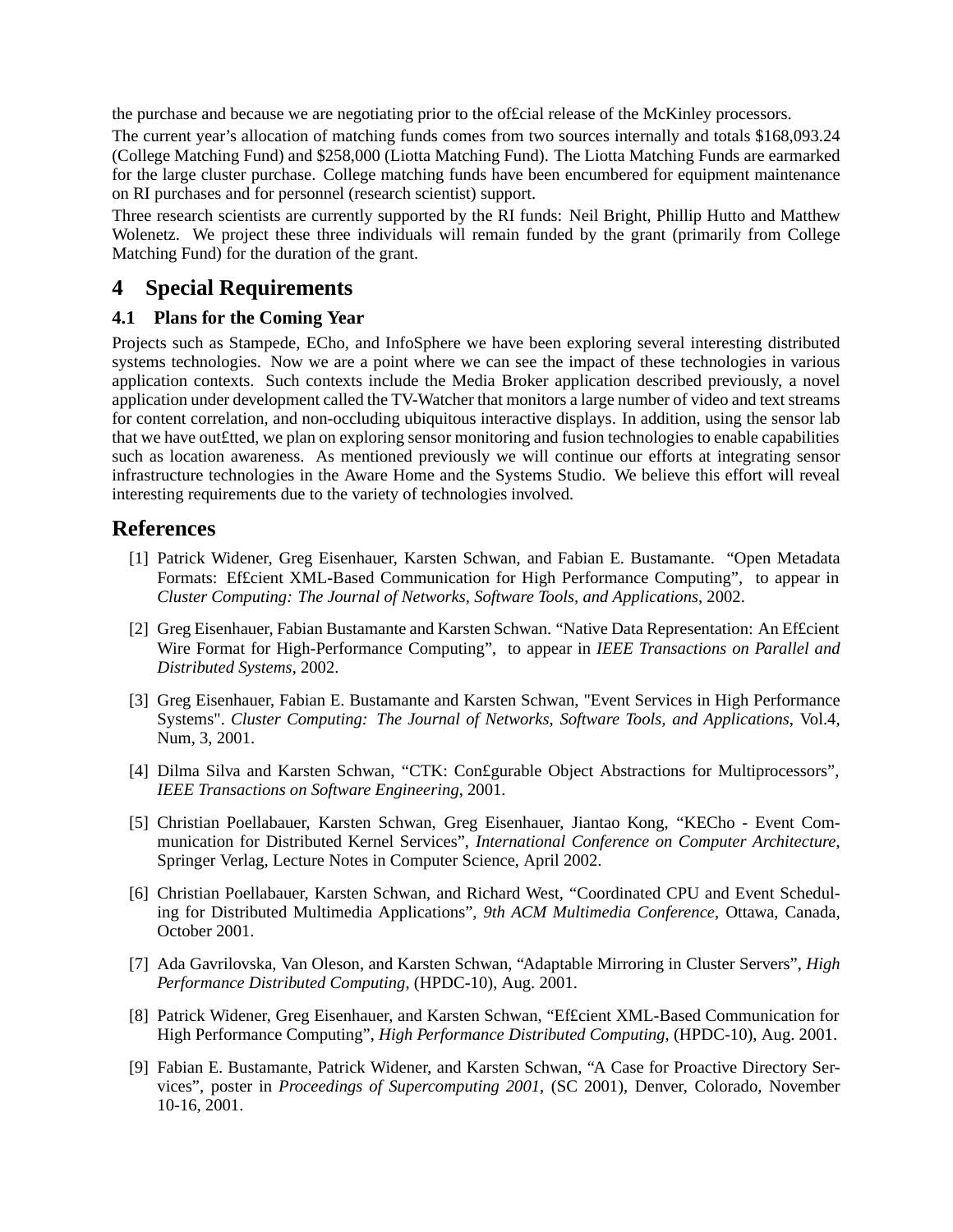the purchase and because we are negotiating prior to the of£cial release of the McKinley processors.

The current year's allocation of matching funds comes from two sources internally and totals $168,093.24 (College Matching Fund) and $258,000 (Liotta Matching Fund). The Liotta Matching Funds are earmarked for the large cluster purchase. College matching funds have been encumbered for equipment maintenance on RI purchases and for personnel (research scientist) support.

Three research scientists are currently supported by the RI funds: Neil Bright, Phillip Hutto and Matthew Wolenetz. We project these three individuals will remain funded by the grant (primarily from College Matching Fund) for the duration of the grant.

# 4 Special Requirements

## 4.1 Plans for the Coming Year

Projects such as Stampede, ECho, and InfoSphere we have been exploring several interesting distributed systems technologies. Now we are a point where we can see the impact of these technologies in various application contexts. Such contexts include the Media Broker application described previously, a novel application under development called the TV-Watcher that monitors a large number of video and text streams for content correlation, and non-occluding ubiquitous interactive displays. In addition, using the sensor lab that we have out£tted, we plan on exploring sensor monitoring and fusion technologies to enable capabilities such as location awareness. As mentioned previously we will continue our efforts at integrating sensor infrastructure technologies in the Aware Home and the Systems Studio. We believe this effort will reveal interesting requirements due to the variety of technologies involved.

# References

[1] Patrick Widener, Greg Eisenhauer, Karsten Schwan, and Fabian E. Bustamante. "Open Metadata Formats: Ef£cient XML-Based Communication for High Performance Computing", to appear in *Cluster Computing: The Journal of Networks, Software Tools, and Applications*, 2002.

[2] Greg Eisenhauer, Fabian Bustamante and Karsten Schwan. "Native Data Representation: An Ef£cient Wire Format for High-Performance Computing", to appear in *IEEE Transactions on Parallel and Distributed Systems*, 2002.

[3] Greg Eisenhauer, Fabian E. Bustamante and Karsten Schwan, "Event Services in High Performance Systems". *Cluster Computing: The Journal of Networks, Software Tools, and Applications*, Vol.4, Num, 3, 2001.

[4] Dilma Silva and Karsten Schwan, "CTK: Con£gurable Object Abstractions for Multiprocessors", *IEEE Transactions on Software Engineering*, 2001.

[5] Christian Poellabauer, Karsten Schwan, Greg Eisenhauer, Jiantao Kong, "KECho - Event Communication for Distributed Kernel Services", *International Conference on Computer Architecture*, Springer Verlag, Lecture Notes in Computer Science, April 2002.

[6] Christian Poellabauer, Karsten Schwan, and Richard West, "Coordinated CPU and Event Scheduling for Distributed Multimedia Applications", *9th ACM Multimedia Conference*, Ottawa, Canada, October 2001.

[7] Ada Gavrilovska, Van Oleson, and Karsten Schwan, "Adaptable Mirroring in Cluster Servers", *High Performance Distributed Computing*, (HPDC-10), Aug. 2001.

[8] Patrick Widener, Greg Eisenhauer, and Karsten Schwan, "Ef£cient XML-Based Communication for High Performance Computing", *High Performance Distributed Computing*, (HPDC-10), Aug. 2001.

[9] Fabian E. Bustamante, Patrick Widener, and Karsten Schwan, "A Case for Proactive Directory Services", poster in *Proceedings of Supercomputing 2001*, (SC 2001), Denver, Colorado, November 10-16, 2001.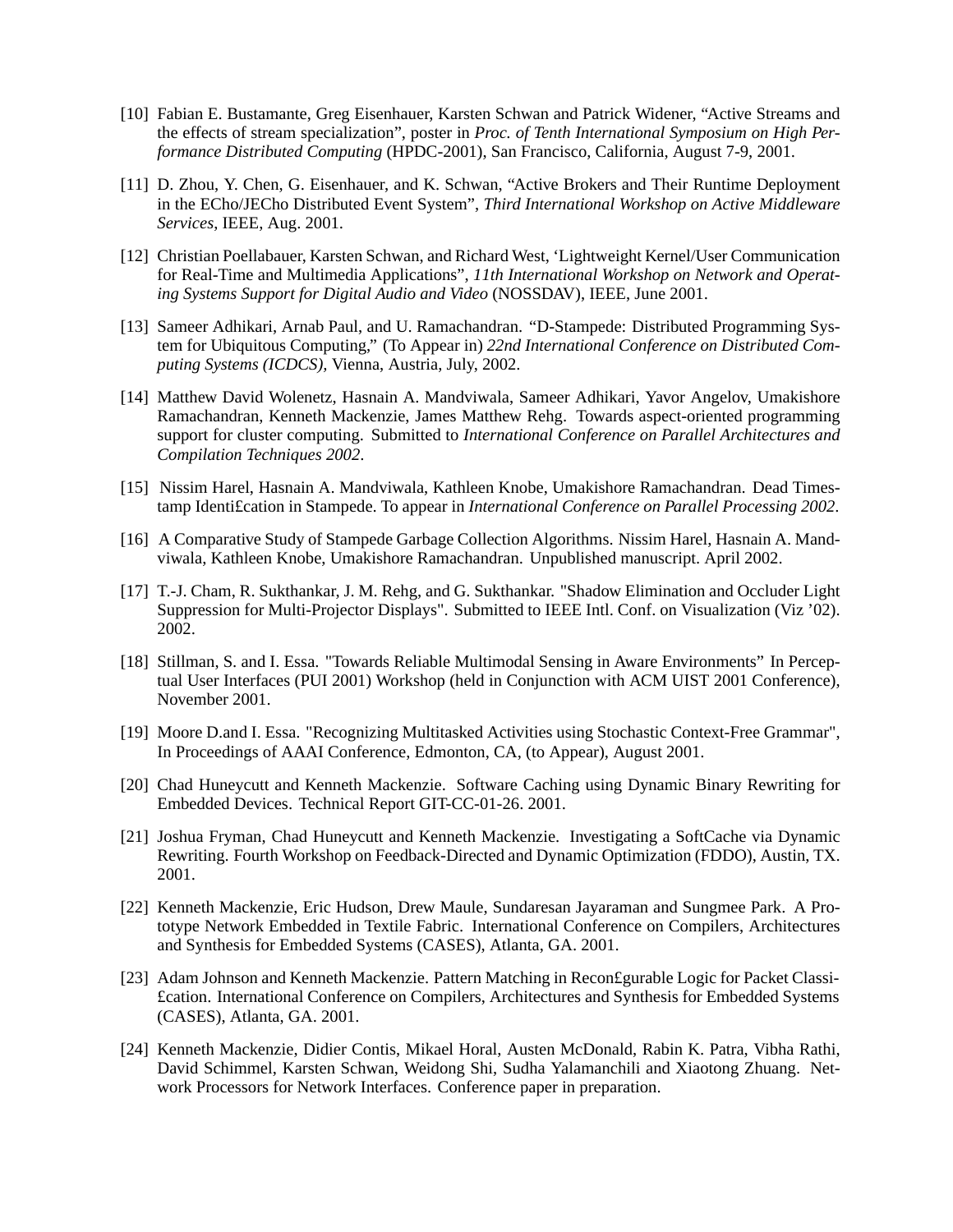[10] Fabian E. Bustamante, Greg Eisenhauer, Karsten Schwan and Patrick Widener, "Active Streams and the effects of stream specialization", poster in *Proc. of Tenth International Symposium on High Performance Distributed Computing* (HPDC-2001), San Francisco, California, August 7-9, 2001.

[11] D. Zhou, Y. Chen, G. Eisenhauer, and K. Schwan, "Active Brokers and Their Runtime Deployment in the ECho/JECho Distributed Event System", *Third International Workshop on Active Middleware Services*, IEEE, Aug. 2001.

[12] Christian Poellabauer, Karsten Schwan, and Richard West, 'Lightweight Kernel/User Communication for Real-Time and Multimedia Applications", *11th International Workshop on Network and Operating Systems Support for Digital Audio and Video* (NOSSDAV), IEEE, June 2001.

[13] Sameer Adhikari, Arnab Paul, and U. Ramachandran. "D-Stampede: Distributed Programming System for Ubiquitous Computing," (To Appear in) *22nd International Conference on Distributed Computing Systems (ICDCS),* Vienna, Austria, July, 2002.

[14] Matthew David Wolenetz, Hasnain A. Mandviwala, Sameer Adhikari, Yavor Angelov, Umakishore Ramachandran, Kenneth Mackenzie, James Matthew Rehg. Towards aspect-oriented programming support for cluster computing. Submitted to *International Conference on Parallel Architectures and Compilation Techniques 2002*.

[15] Nissim Harel, Hasnain A. Mandviwala, Kathleen Knobe, Umakishore Ramachandran. Dead Timestamp Identi£cation in Stampede. To appear in *International Conference on Parallel Processing 2002*.

[16] A Comparative Study of Stampede Garbage Collection Algorithms. Nissim Harel, Hasnain A. Mandviwala, Kathleen Knobe, Umakishore Ramachandran. Unpublished manuscript. April 2002.

[17] T.-J. Cham, R. Sukthankar, J. M. Rehg, and G. Sukthankar. "Shadow Elimination and Occluder Light Suppression for Multi-Projector Displays". Submitted to IEEE Intl. Conf. on Visualization (Viz '02). 2002.

[18] Stillman, S. and I. Essa. "Towards Reliable Multimodal Sensing in Aware Environments" In Perceptual User Interfaces (PUI 2001) Workshop (held in Conjunction with ACM UIST 2001 Conference), November 2001.

[19] Moore D.and I. Essa. "Recognizing Multitasked Activities using Stochastic Context-Free Grammar", In Proceedings of AAAI Conference, Edmonton, CA, (to Appear), August 2001.

[20] Chad Huneycutt and Kenneth Mackenzie. Software Caching using Dynamic Binary Rewriting for Embedded Devices. Technical Report GIT-CC-01-26. 2001.

[21] Joshua Fryman, Chad Huneycutt and Kenneth Mackenzie. Investigating a SoftCache via Dynamic Rewriting. Fourth Workshop on Feedback-Directed and Dynamic Optimization (FDDO), Austin, TX. 2001.

[22] Kenneth Mackenzie, Eric Hudson, Drew Maule, Sundaresan Jayaraman and Sungmee Park. A Prototype Network Embedded in Textile Fabric. International Conference on Compilers, Architectures and Synthesis for Embedded Systems (CASES), Atlanta, GA. 2001.

[23] Adam Johnson and Kenneth Mackenzie. Pattern Matching in Recon£gurable Logic for Packet Classi£cation. International Conference on Compilers, Architectures and Synthesis for Embedded Systems (CASES), Atlanta, GA. 2001.

[24] Kenneth Mackenzie, Didier Contis, Mikael Horal, Austen McDonald, Rabin K. Patra, Vibha Rathi, David Schimmel, Karsten Schwan, Weidong Shi, Sudha Yalamanchili and Xiaotong Zhuang. Network Processors for Network Interfaces. Conference paper in preparation.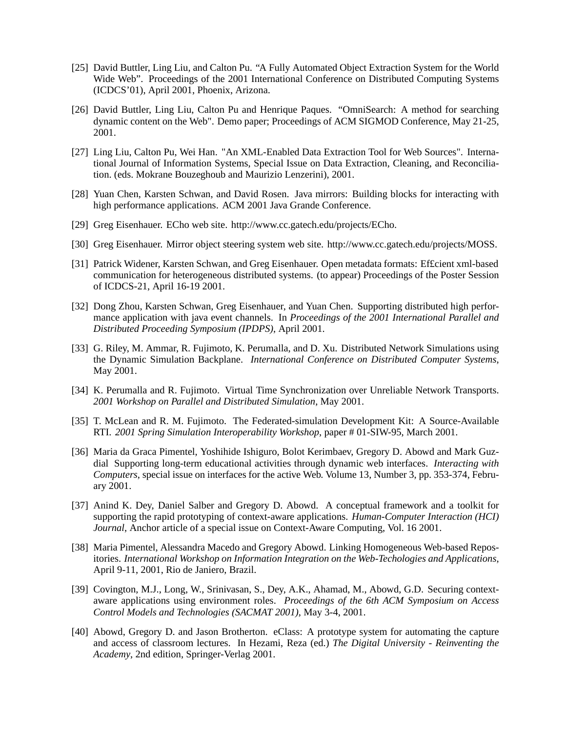[25] David Buttler, Ling Liu, and Calton Pu. “A Fully Automated Object Extraction System for the World Wide Web”. Proceedings of the 2001 International Conference on Distributed Computing Systems (ICDCS’01), April 2001, Phoenix, Arizona.

[26] David Buttler, Ling Liu, Calton Pu and Henrique Paques. “OmniSearch: A method for searching dynamic content on the Web". Demo paper; Proceedings of ACM SIGMOD Conference, May 21-25, 2001.

[27] Ling Liu, Calton Pu, Wei Han. "An XML-Enabled Data Extraction Tool for Web Sources". International Journal of Information Systems, Special Issue on Data Extraction, Cleaning, and Reconciliation. (eds. Mokrane Bouzeghoub and Maurizio Lenzerini), 2001.

[28] Yuan Chen, Karsten Schwan, and David Rosen. Java mirrors: Building blocks for interacting with high performance applications. ACM 2001 Java Grande Conference.

[29] Greg Eisenhauer. ECho web site. http://www.cc.gatech.edu/projects/ECho.

[30] Greg Eisenhauer. Mirror object steering system web site. http://www.cc.gatech.edu/projects/MOSS.

[31] Patrick Widener, Karsten Schwan, and Greg Eisenhauer. Open metadata formats: Ef£cient xml-based communication for heterogeneous distributed systems. (to appear) Proceedings of the Poster Session of ICDCS-21, April 16-19 2001.

[32] Dong Zhou, Karsten Schwan, Greg Eisenhauer, and Yuan Chen. Supporting distributed high performance application with java event channels. In *Proceedings of the 2001 International Parallel and Distributed Proceeding Symposium (IPDPS)*, April 2001.

[33] G. Riley, M. Ammar, R. Fujimoto, K. Perumalla, and D. Xu. Distributed Network Simulations using the Dynamic Simulation Backplane. *International Conference on Distributed Computer Systems*, May 2001.

[34] K. Perumalla and R. Fujimoto. Virtual Time Synchronization over Unreliable Network Transports. *2001 Workshop on Parallel and Distributed Simulation*, May 2001.

[35] T. McLean and R. M. Fujimoto. The Federated-simulation Development Kit: A Source-Available RTI. *2001 Spring Simulation Interoperability Workshop*, paper # 01-SIW-95, March 2001.

[36] Maria da Graca Pimentel, Yoshihide Ishiguro, Bolot Kerimbaev, Gregory D. Abowd and Mark Guzdial Supporting long-term educational activities through dynamic web interfaces. *Interacting with Computers*, special issue on interfaces for the active Web. Volume 13, Number 3, pp. 353-374, February 2001.

[37] Anind K. Dey, Daniel Salber and Gregory D. Abowd. A conceptual framework and a toolkit for supporting the rapid prototyping of context-aware applications. *Human-Computer Interaction (HCI) Journal*, Anchor article of a special issue on Context-Aware Computing, Vol. 16 2001.

[38] Maria Pimentel, Alessandra Macedo and Gregory Abowd. Linking Homogeneous Web-based Repositories. *International Workshop on Information Integration on the Web-Techologies and Applications*, April 9-11, 2001, Rio de Janiero, Brazil.

[39] Covington, M.J., Long, W., Srinivasan, S., Dey, A.K., Ahamad, M., Abowd, G.D. Securing context-aware applications using environment roles. *Proceedings of the 6th ACM Symposium on Access Control Models and Technologies (SACMAT 2001)*, May 3-4, 2001.

[40] Abowd, Gregory D. and Jason Brotherton. eClass: A prototype system for automating the capture and access of classroom lectures. In Hezami, Reza (ed.) *The Digital University - Reinventing the Academy*, 2nd edition, Springer-Verlag 2001.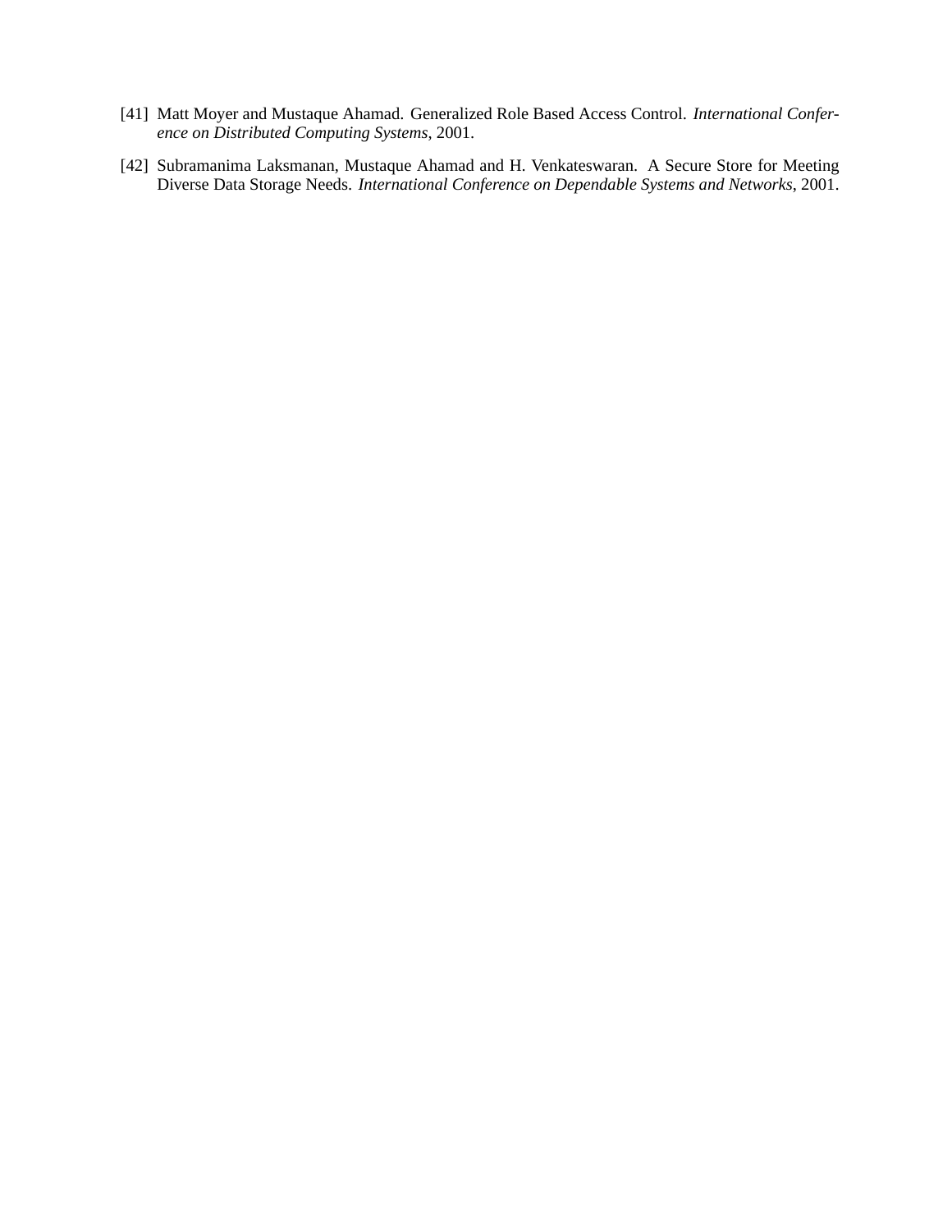[41] Matt Moyer and Mustaque Ahamad. Generalized Role Based Access Control. *International Conference on Distributed Computing Systems*, 2001.

[42] Subramanima Laksmanan, Mustaque Ahamad and H. Venkateswaran. A Secure Store for Meeting Diverse Data Storage Needs. *International Conference on Dependable Systems and Networks*, 2001.